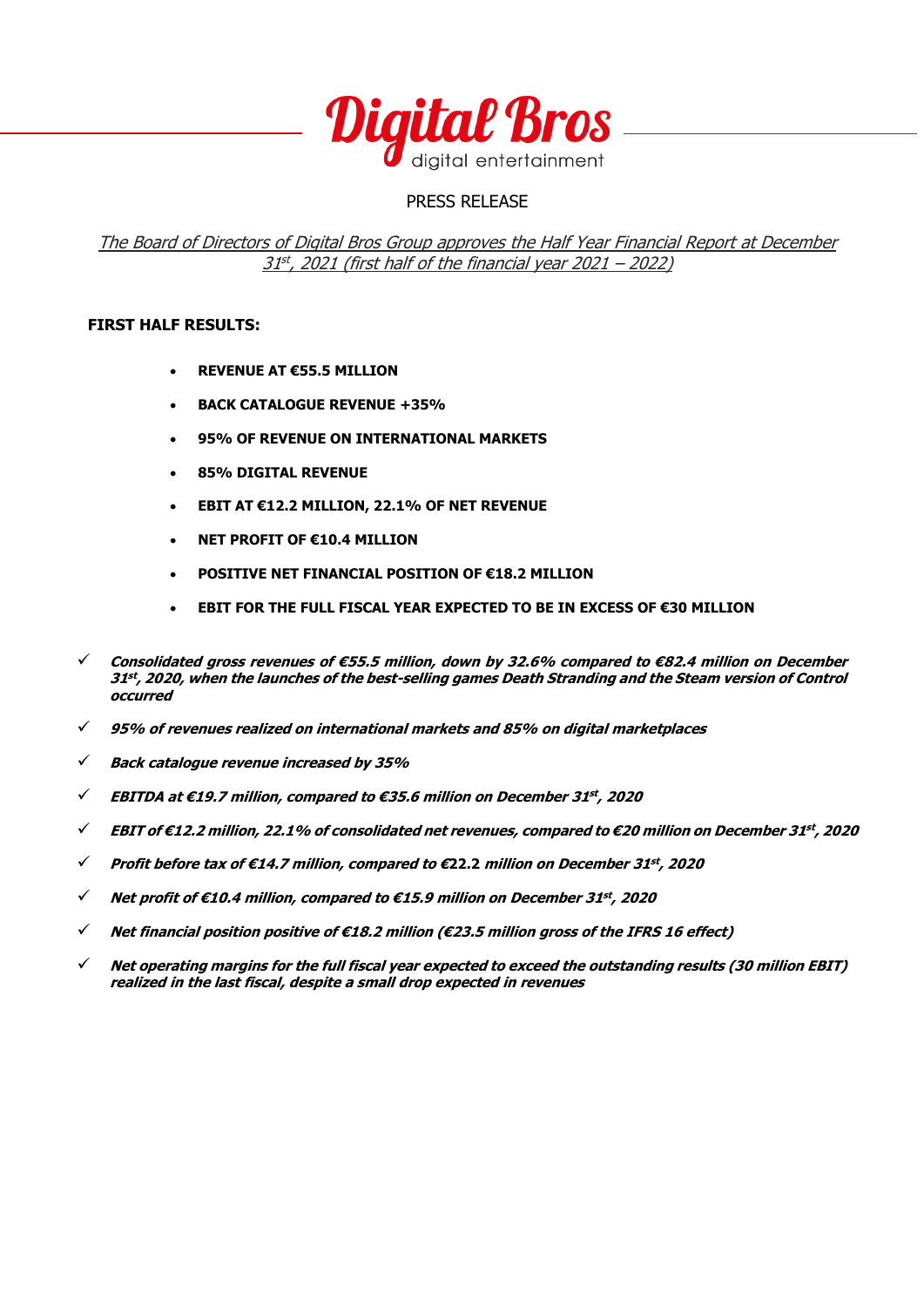Digital Bros
digital entertainment

PRESS RELEASE

*The Board of Directors of Digital Bros Group approves the Half Year Financial Report at December 31st, 2021 (first half of the financial year 2021 – 2022)*

**FIRST HALF RESULTS:**

- **REVENUE AT €55.5 MILLION**
- **BACK CATALOGUE REVENUE +35%**
- **95% OF REVENUE ON INTERNATIONAL MARKETS**
- **85% DIGITAL REVENUE**
- **EBIT AT €12.2 MILLION, 22.1% OF NET REVENUE**
- **NET PROFIT OF €10.4 MILLION**
- **POSITIVE NET FINANCIAL POSITION OF €18.2 MILLION**
- **EBIT FOR THE FULL FISCAL YEAR EXPECTED TO BE IN EXCESS OF €30 MILLION**

- ✓ ***Consolidated gross revenues of €55.5 million, down by 32.6% compared to €82.4 million on December 31st, 2020, when the launches of the best-selling games Death Stranding and the Steam version of Control occurred***
- ✓ ***95% of revenues realized on international markets and 85% on digital marketplaces***
- ✓ ***Back catalogue revenue increased by 35%***
- ✓ ***EBITDA at €19.7 million, compared to €35.6 million on December 31st, 2020***
- ✓ ***EBIT of €12.2 million, 22.1% of consolidated net revenues, compared to €20 million on December 31st, 2020***
- ✓ ***Profit before tax of €14.7 million, compared to €22.2 million on December 31st, 2020***
- ✓ ***Net profit of €10.4 million, compared to €15.9 million on December 31st, 2020***
- ✓ ***Net financial position positive of €18.2 million (€23.5 million gross of the IFRS 16 effect)***
- ✓ ***Net operating margins for the full fiscal year expected to exceed the outstanding results (30 million EBIT) realized in the last fiscal, despite a small drop expected in revenues***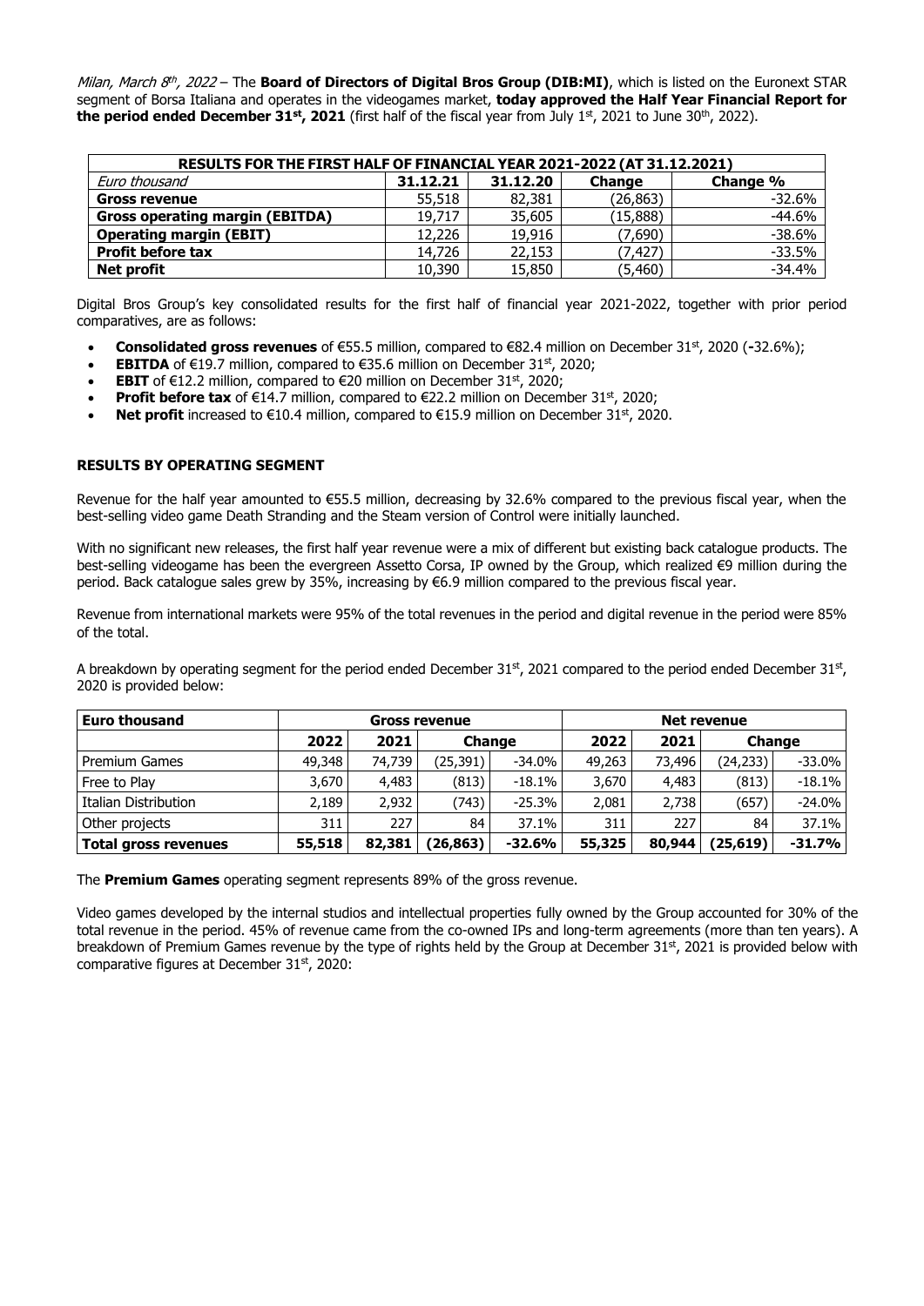*Milan, March 8th, 2022* – The **Board of Directors of Digital Bros Group (DIB:MI)**, which is listed on the Euronext STAR segment of Borsa Italiana and operates in the videogames market, **today approved the Half Year Financial Report for the period ended December 31st, 2021** (first half of the fiscal year from July 1st, 2021 to June 30th, 2022).

| RESULTS FOR THE FIRST HALF OF FINANCIAL YEAR 2021-2022 (AT 31.12.2021) | | | | |
|---|---|---|---|---|
| *Euro thousand* | **31.12.21** | **31.12.20** | **Change** | **Change %** |
| **Gross revenue** | 55,518 | 82,381 | (26,863) | -32.6% |
| **Gross operating margin (EBITDA)** | 19,717 | 35,605 | (15,888) | -44.6% |
| **Operating margin (EBIT)** | 12,226 | 19,916 | (7,690) | -38.6% |
| **Profit before tax** | 14,726 | 22,153 | (7,427) | -33.5% |
| **Net profit** | 10,390 | 15,850 | (5,460) | -34.4% |

Digital Bros Group's key consolidated results for the first half of financial year 2021-2022, together with prior period comparatives, are as follows:

- **Consolidated gross revenues** of €55.5 million, compared to €82.4 million on December 31st, 2020 (**-**32.6%);
- **EBITDA** of €19.7 million, compared to €35.6 million on December 31st, 2020;
- **EBIT** of €12.2 million, compared to €20 million on December 31st, 2020;
- **Profit before tax** of €14.7 million, compared to €22.2 million on December 31st, 2020;
- **Net profit** increased to €10.4 million, compared to €15.9 million on December 31st, 2020.

**RESULTS BY OPERATING SEGMENT**

Revenue for the half year amounted to €55.5 million, decreasing by 32.6% compared to the previous fiscal year, when the best-selling video game Death Stranding and the Steam version of Control were initially launched.

With no significant new releases, the first half year revenue were a mix of different but existing back catalogue products. The best-selling videogame has been the evergreen Assetto Corsa, IP owned by the Group, which realized €9 million during the period. Back catalogue sales grew by 35%, increasing by €6.9 million compared to the previous fiscal year.

Revenue from international markets were 95% of the total revenues in the period and digital revenue in the period were 85% of the total.

A breakdown by operating segment for the period ended December 31st, 2021 compared to the period ended December 31st, 2020 is provided below:

| Euro thousand | Gross revenue | | | | Net revenue | | | |
|---|---|---|---|---|---|---|---|---|
| | 2022 | 2021 | Change | | 2022 | 2021 | Change | |
| Premium Games | 49,348 | 74,739 | (25,391) | -34.0% | 49,263 | 73,496 | (24,233) | -33.0% |
| Free to Play | 3,670 | 4,483 | (813) | -18.1% | 3,670 | 4,483 | (813) | -18.1% |
| Italian Distribution | 2,189 | 2,932 | (743) | -25.3% | 2,081 | 2,738 | (657) | -24.0% |
| Other projects | 311 | 227 | 84 | 37.1% | 311 | 227 | 84 | 37.1% |
| **Total gross revenues** | **55,518** | **82,381** | **(26,863)** | **-32.6%** | **55,325** | **80,944** | **(25,619)** | **-31.7%** |

The **Premium Games** operating segment represents 89% of the gross revenue.

Video games developed by the internal studios and intellectual properties fully owned by the Group accounted for 30% of the total revenue in the period. 45% of revenue came from the co-owned IPs and long-term agreements (more than ten years). A breakdown of Premium Games revenue by the type of rights held by the Group at December 31st, 2021 is provided below with comparative figures at December 31st, 2020: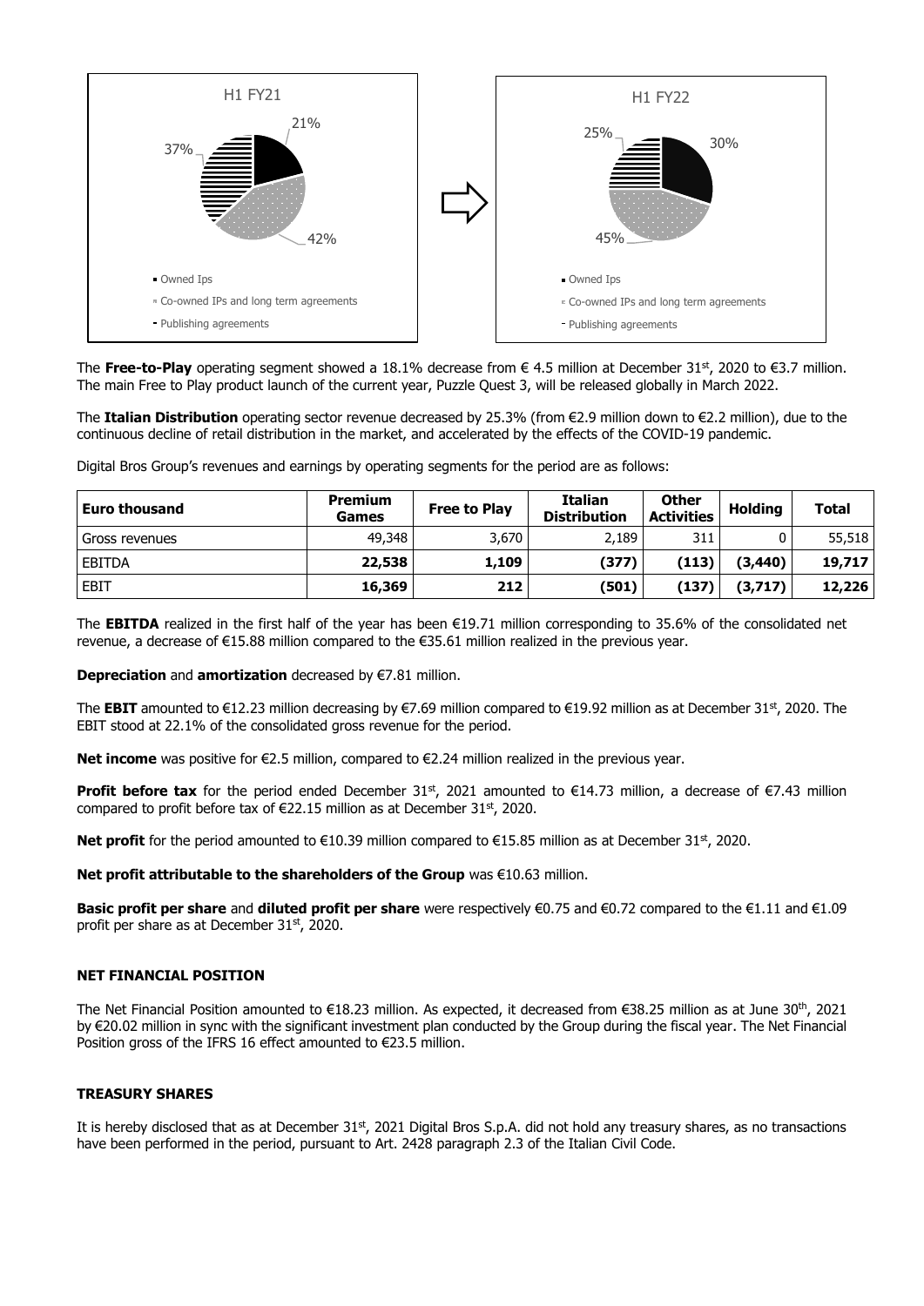H1 FY21

- Owned Ips: 21%
- Co-owned IPs and long term agreements: 42%
- Publishing agreements: 37%

H1 FY22

- Owned Ips: 30%
- Co-owned IPs and long term agreements: 45%
- Publishing agreements: 25%

The **Free-to-Play** operating segment showed a 18.1% decrease from € 4.5 million at December 31st, 2020 to €3.7 million. The main Free to Play product launch of the current year, Puzzle Quest 3, will be released globally in March 2022.

The **Italian Distribution** operating sector revenue decreased by 25.3% (from €2.9 million down to €2.2 million), due to the continuous decline of retail distribution in the market, and accelerated by the effects of the COVID-19 pandemic.

Digital Bros Group's revenues and earnings by operating segments for the period are as follows:

| Euro thousand | Premium Games | Free to Play | Italian Distribution | Other Activities | Holding | Total |
|---|---|---|---|---|---|---|
| Gross revenues | 49,348 | 3,670 | 2,189 | 311 | 0 | 55,518 |
| EBITDA | **22,538** | **1,109** | **(377)** | **(113)** | **(3,440)** | **19,717** |
| EBIT | **16,369** | **212** | **(501)** | **(137)** | **(3,717)** | **12,226** |

The **EBITDA** realized in the first half of the year has been €19.71 million corresponding to 35.6% of the consolidated net revenue, a decrease of €15.88 million compared to the €35.61 million realized in the previous year.

**Depreciation** and **amortization** decreased by €7.81 million.

The **EBIT** amounted to €12.23 million decreasing by €7.69 million compared to €19.92 million as at December 31st, 2020. The EBIT stood at 22.1% of the consolidated gross revenue for the period.

**Net income** was positive for €2.5 million, compared to €2.24 million realized in the previous year.

**Profit before tax** for the period ended December 31st, 2021 amounted to €14.73 million, a decrease of €7.43 million compared to profit before tax of €22.15 million as at December 31st, 2020.

**Net profit** for the period amounted to €10.39 million compared to €15.85 million as at December 31st, 2020.

**Net profit attributable to the shareholders of the Group** was €10.63 million.

**Basic profit per share** and **diluted profit per share** were respectively €0.75 and €0.72 compared to the €1.11 and €1.09 profit per share as at December 31st, 2020.

## NET FINANCIAL POSITION

The Net Financial Position amounted to €18.23 million. As expected, it decreased from €38.25 million as at June 30th, 2021 by €20.02 million in sync with the significant investment plan conducted by the Group during the fiscal year. The Net Financial Position gross of the IFRS 16 effect amounted to €23.5 million.

## TREASURY SHARES

It is hereby disclosed that as at December 31st, 2021 Digital Bros S.p.A. did not hold any treasury shares, as no transactions have been performed in the period, pursuant to Art. 2428 paragraph 2.3 of the Italian Civil Code.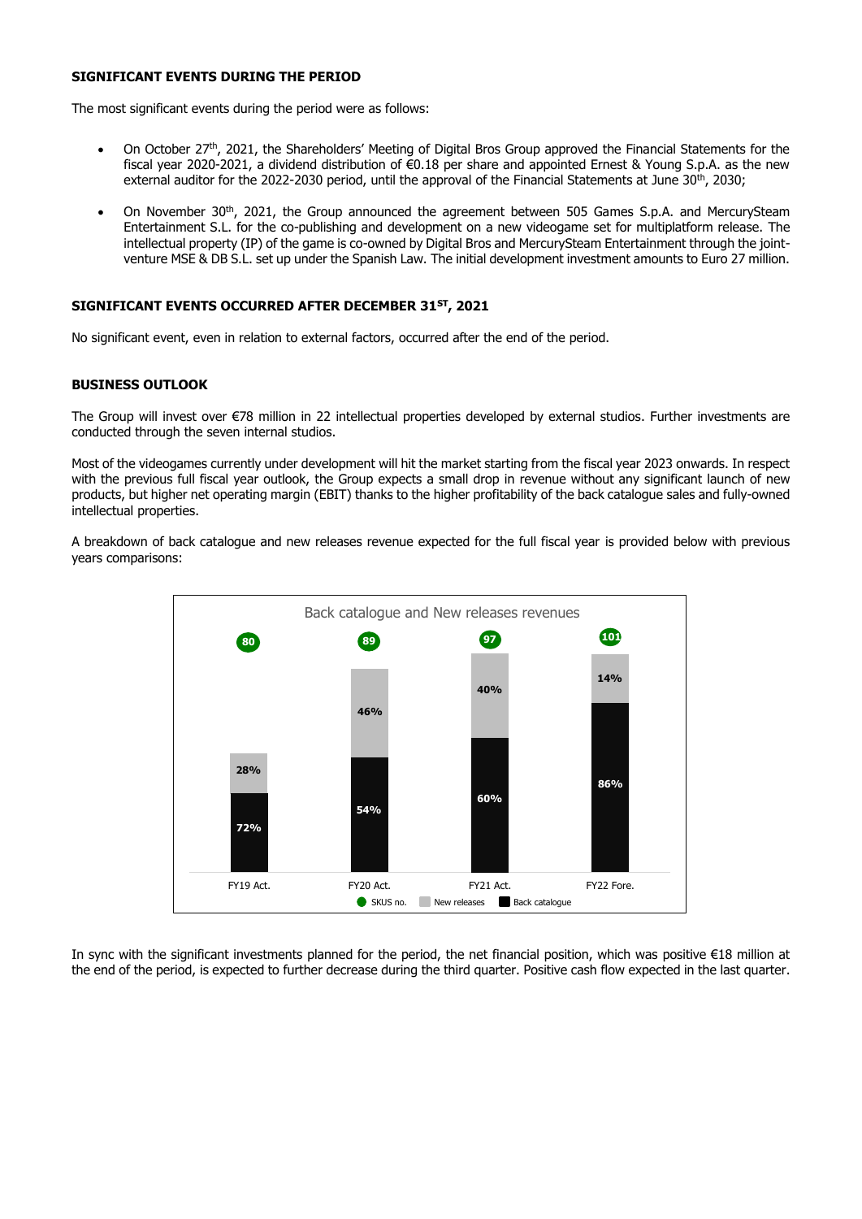### SIGNIFICANT EVENTS DURING THE PERIOD

The most significant events during the period were as follows:

- On October 27th, 2021, the Shareholders' Meeting of Digital Bros Group approved the Financial Statements for the fiscal year 2020-2021, a dividend distribution of €0.18 per share and appointed Ernest & Young S.p.A. as the new external auditor for the 2022-2030 period, until the approval of the Financial Statements at June 30th, 2030;
- On November 30th, 2021, the Group announced the agreement between 505 Games S.p.A. and MercurySteam Entertainment S.L. for the co-publishing and development on a new videogame set for multiplatform release. The intellectual property (IP) of the game is co-owned by Digital Bros and MercurySteam Entertainment through the joint-venture MSE & DB S.L. set up under the Spanish Law. The initial development investment amounts to Euro 27 million.

### SIGNIFICANT EVENTS OCCURRED AFTER DECEMBER 31ST, 2021

No significant event, even in relation to external factors, occurred after the end of the period.

### BUSINESS OUTLOOK

The Group will invest over €78 million in 22 intellectual properties developed by external studios. Further investments are conducted through the seven internal studios.

Most of the videogames currently under development will hit the market starting from the fiscal year 2023 onwards. In respect with the previous full fiscal year outlook, the Group expects a small drop in revenue without any significant launch of new products, but higher net operating margin (EBIT) thanks to the higher profitability of the back catalogue sales and fully-owned intellectual properties.

A breakdown of back catalogue and new releases revenue expected for the full fiscal year is provided below with previous years comparisons:

**Back catalogue and New releases revenues**

| | FY19 Act. | FY20 Act. | FY21 Act. | FY22 Fore. |
|---|---|---|---|---|
| SKUS no. | 80 | 89 | 97 | 101 |
| New releases | 28% | 46% | 40% | 14% |
| Back catalogue | 72% | 54% | 60% | 86% |

In sync with the significant investments planned for the period, the net financial position, which was positive €18 million at the end of the period, is expected to further decrease during the third quarter. Positive cash flow expected in the last quarter.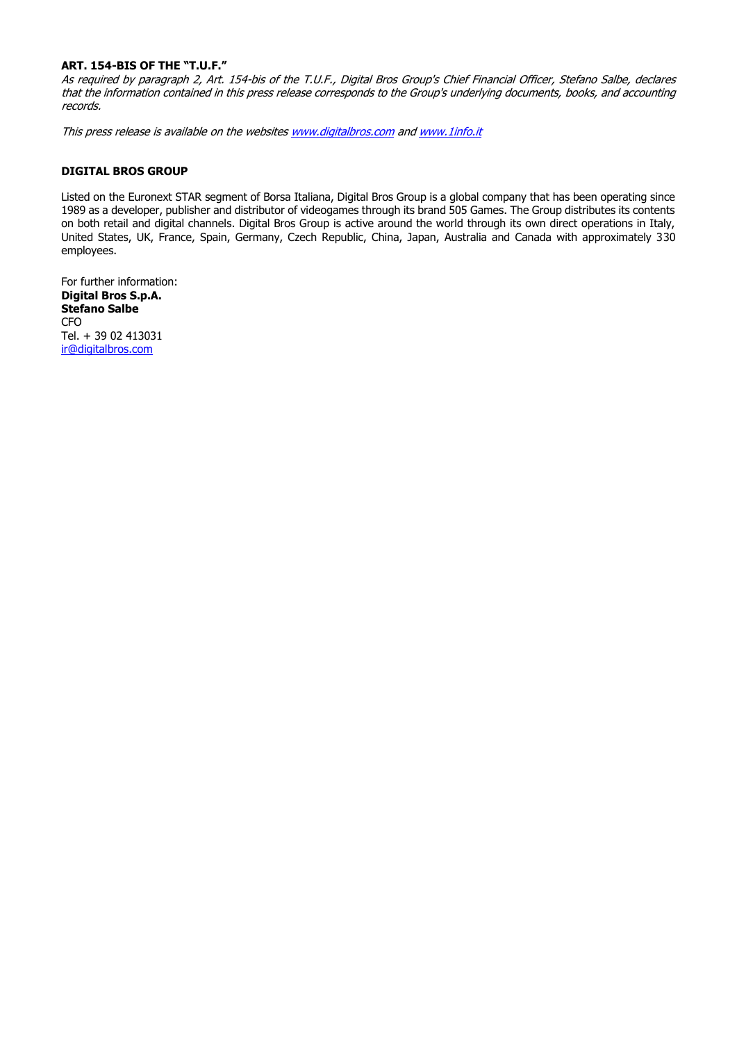**ART. 154-BIS OF THE "T.U.F."**

*As required by paragraph 2, Art. 154-bis of the T.U.F., Digital Bros Group's Chief Financial Officer, Stefano Salbe, declares that the information contained in this press release corresponds to the Group's underlying documents, books, and accounting records.*

*This press release is available on the websites [www.digitalbros.com](http://www.digitalbros.com) and [www.1info.it](http://www.1info.it)*

**DIGITAL BROS GROUP**

Listed on the Euronext STAR segment of Borsa Italiana, Digital Bros Group is a global company that has been operating since 1989 as a developer, publisher and distributor of videogames through its brand 505 Games. The Group distributes its contents on both retail and digital channels. Digital Bros Group is active around the world through its own direct operations in Italy, United States, UK, France, Spain, Germany, Czech Republic, China, Japan, Australia and Canada with approximately 330 employees.

For further information:
**Digital Bros S.p.A.**
**Stefano Salbe**
CFO
Tel. + 39 02 413031
[ir@digitalbros.com](mailto:ir@digitalbros.com)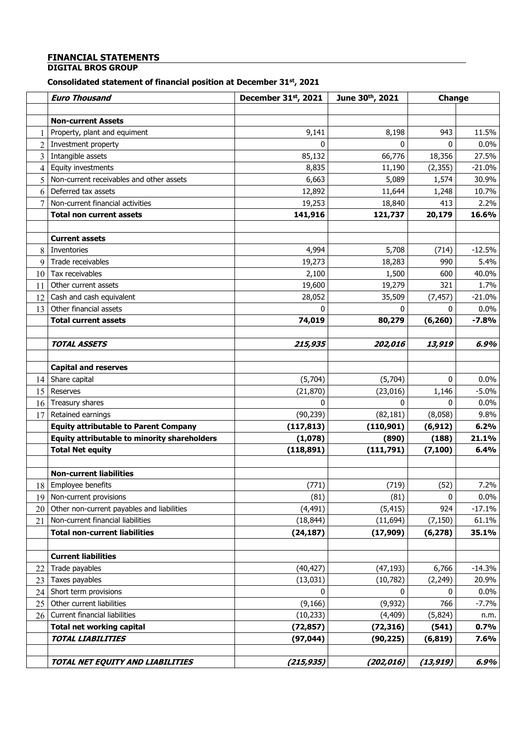## FINANCIAL STATEMENTS

### DIGITAL BROS GROUP

**Consolidated statement of financial position at December 31st, 2021**

| | *Euro Thousand* | December 31st, 2021 | June 30th, 2021 | Change | |
|---|---|---|---|---|---|
| | | | | | |
| | **Non-current Assets** | | | | |
| 1 | Property, plant and equiment | 9,141 | 8,198 | 943 | 11.5% |
| 2 | Investment property | 0 | 0 | 0 | 0.0% |
| 3 | Intangible assets | 85,132 | 66,776 | 18,356 | 27.5% |
| 4 | Equity investments | 8,835 | 11,190 | (2,355) | -21.0% |
| 5 | Non-current receivables and other assets | 6,663 | 5,089 | 1,574 | 30.9% |
| 6 | Deferred tax assets | 12,892 | 11,644 | 1,248 | 10.7% |
| 7 | Non-current financial activities | 19,253 | 18,840 | 413 | 2.2% |
| | **Total non current assets** | **141,916** | **121,737** | **20,179** | **16.6%** |
| | | | | | |
| | **Current assets** | | | | |
| 8 | Inventories | 4,994 | 5,708 | (714) | -12.5% |
| 9 | Trade receivables | 19,273 | 18,283 | 990 | 5.4% |
| 10 | Tax receivables | 2,100 | 1,500 | 600 | 40.0% |
| 11 | Other current assets | 19,600 | 19,279 | 321 | 1.7% |
| 12 | Cash and cash equivalent | 28,052 | 35,509 | (7,457) | -21.0% |
| 13 | Other financial assets | 0 | 0 | 0 | 0.0% |
| | **Total current assets** | **74,019** | **80,279** | **(6,260)** | **-7.8%** |
| | | | | | |
| | ***TOTAL ASSETS*** | ***215,935*** | ***202,016*** | ***13,919*** | ***6.9%*** |
| | | | | | |
| | **Capital and reserves** | | | | |
| 14 | Share capital | (5,704) | (5,704) | 0 | 0.0% |
| 15 | Reserves | (21,870) | (23,016) | 1,146 | -5.0% |
| 16 | Treasury shares | 0 | 0 | 0 | 0.0% |
| 17 | Retained earnings | (90,239) | (82,181) | (8,058) | 9.8% |
| | **Equity attributable to Parent Company** | **(117,813)** | **(110,901)** | **(6,912)** | **6.2%** |
| | **Equity attributable to minority shareholders** | **(1,078)** | **(890)** | **(188)** | **21.1%** |
| | **Total Net equity** | **(118,891)** | **(111,791)** | **(7,100)** | **6.4%** |
| | | | | | |
| | **Non-current liabilities** | | | | |
| 18 | Employee benefits | (771) | (719) | (52) | 7.2% |
| 19 | Non-current provisions | (81) | (81) | 0 | 0.0% |
| 20 | Other non-current payables and liabilities | (4,491) | (5,415) | 924 | -17.1% |
| 21 | Non-current financial liabilities | (18,844) | (11,694) | (7,150) | 61.1% |
| | **Total non-current liabilities** | **(24,187)** | **(17,909)** | **(6,278)** | **35.1%** |
| | | | | | |
| | **Current liabilities** | | | | |
| 22 | Trade payables | (40,427) | (47,193) | 6,766 | -14.3% |
| 23 | Taxes payables | (13,031) | (10,782) | (2,249) | 20.9% |
| 24 | Short term provisions | 0 | 0 | 0 | 0.0% |
| 25 | Other current liabilities | (9,166) | (9,932) | 766 | -7.7% |
| 26 | Current financial liabilities | (10,233) | (4,409) | (5,824) | n.m. |
| | **Total net working capital** | **(72,857)** | **(72,316)** | **(541)** | **0.7%** |
| | ***TOTAL LIABILITIES*** | ***(97,044)*** | ***(90,225)*** | ***(6,819)*** | ***7.6%*** |
| | | | | | |
| | ***TOTAL NET EQUITY AND LIABILITIES*** | ***(215,935)*** | ***(202,016)*** | ***(13,919)*** | ***6.9%*** |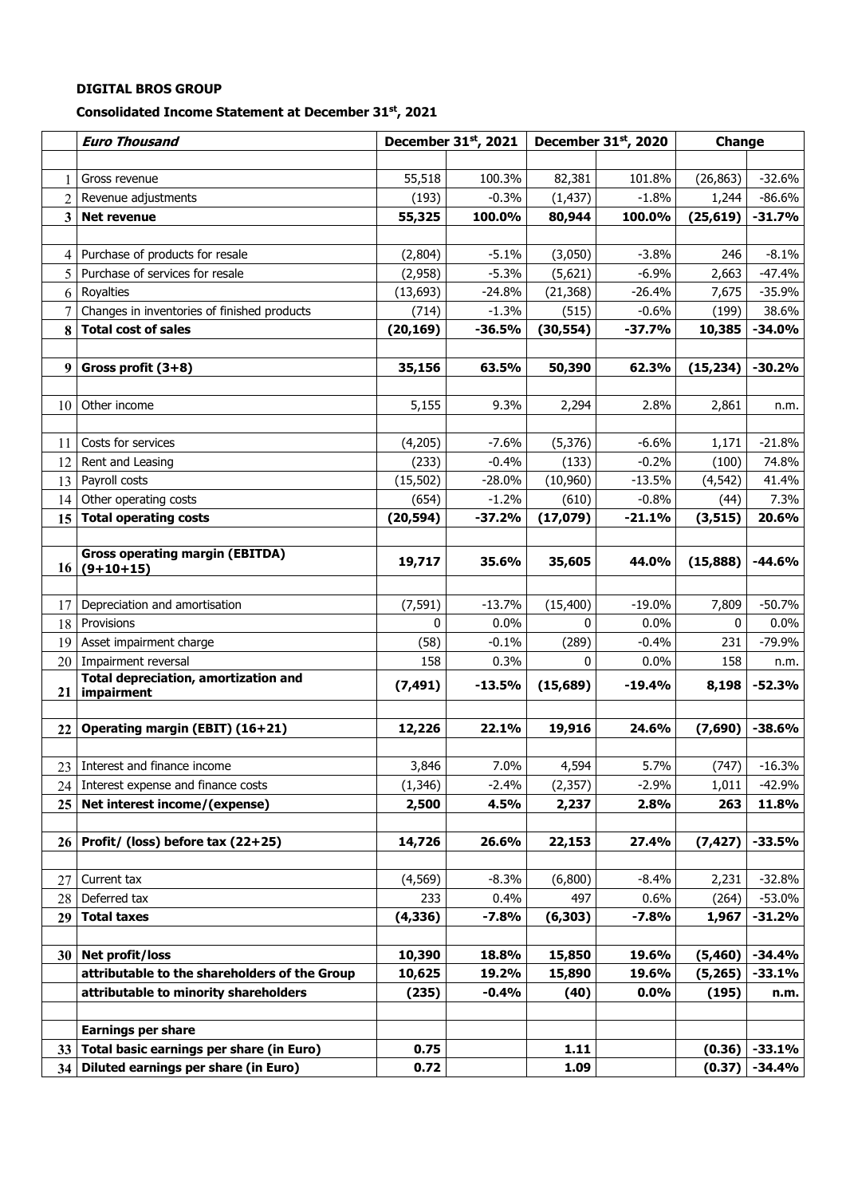**DIGITAL BROS GROUP**

**Consolidated Income Statement at December 31st, 2021**

| | *Euro Thousand* | December 31st, 2021 | | December 31st, 2020 | | Change | |
|---|---|---|---|---|---|---|---|
| | | | | | | | |
| 1 | Gross revenue | 55,518 | 100.3% | 82,381 | 101.8% | (26,863) | -32.6% |
| 2 | Revenue adjustments | (193) | -0.3% | (1,437) | -1.8% | 1,244 | -86.6% |
| **3** | **Net revenue** | **55,325** | **100.0%** | **80,944** | **100.0%** | **(25,619)** | **-31.7%** |
| | | | | | | | |
| 4 | Purchase of products for resale | (2,804) | -5.1% | (3,050) | -3.8% | 246 | -8.1% |
| 5 | Purchase of services for resale | (2,958) | -5.3% | (5,621) | -6.9% | 2,663 | -47.4% |
| 6 | Royalties | (13,693) | -24.8% | (21,368) | -26.4% | 7,675 | -35.9% |
| 7 | Changes in inventories of finished products | (714) | -1.3% | (515) | -0.6% | (199) | 38.6% |
| **8** | **Total cost of sales** | **(20,169)** | **-36.5%** | **(30,554)** | **-37.7%** | **10,385** | **-34.0%** |
| | | | | | | | |
| **9** | **Gross profit (3+8)** | **35,156** | **63.5%** | **50,390** | **62.3%** | **(15,234)** | **-30.2%** |
| | | | | | | | |
| 10 | Other income | 5,155 | 9.3% | 2,294 | 2.8% | 2,861 | n.m. |
| | | | | | | | |
| 11 | Costs for services | (4,205) | -7.6% | (5,376) | -6.6% | 1,171 | -21.8% |
| 12 | Rent and Leasing | (233) | -0.4% | (133) | -0.2% | (100) | 74.8% |
| 13 | Payroll costs | (15,502) | -28.0% | (10,960) | -13.5% | (4,542) | 41.4% |
| 14 | Other operating costs | (654) | -1.2% | (610) | -0.8% | (44) | 7.3% |
| **15** | **Total operating costs** | **(20,594)** | **-37.2%** | **(17,079)** | **-21.1%** | **(3,515)** | **20.6%** |
| | | | | | | | |
| **16** | **Gross operating margin (EBITDA) (9+10+15)** | **19,717** | **35.6%** | **35,605** | **44.0%** | **(15,888)** | **-44.6%** |
| | | | | | | | |
| 17 | Depreciation and amortisation | (7,591) | -13.7% | (15,400) | -19.0% | 7,809 | -50.7% |
| 18 | Provisions | 0 | 0.0% | 0 | 0.0% | 0 | 0.0% |
| 19 | Asset impairment charge | (58) | -0.1% | (289) | -0.4% | 231 | -79.9% |
| 20 | Impairment reversal | 158 | 0.3% | 0 | 0.0% | 158 | n.m. |
| **21** | **Total depreciation, amortization and impairment** | **(7,491)** | **-13.5%** | **(15,689)** | **-19.4%** | **8,198** | **-52.3%** |
| | | | | | | | |
| **22** | **Operating margin (EBIT) (16+21)** | **12,226** | **22.1%** | **19,916** | **24.6%** | **(7,690)** | **-38.6%** |
| | | | | | | | |
| 23 | Interest and finance income | 3,846 | 7.0% | 4,594 | 5.7% | (747) | -16.3% |
| 24 | Interest expense and finance costs | (1,346) | -2.4% | (2,357) | -2.9% | 1,011 | -42.9% |
| **25** | **Net interest income/(expense)** | **2,500** | **4.5%** | **2,237** | **2.8%** | **263** | **11.8%** |
| | | | | | | | |
| **26** | **Profit/ (loss) before tax (22+25)** | **14,726** | **26.6%** | **22,153** | **27.4%** | **(7,427)** | **-33.5%** |
| | | | | | | | |
| 27 | Current tax | (4,569) | -8.3% | (6,800) | -8.4% | 2,231 | -32.8% |
| 28 | Deferred tax | 233 | 0.4% | 497 | 0.6% | (264) | -53.0% |
| **29** | **Total taxes** | **(4,336)** | **-7.8%** | **(6,303)** | **-7.8%** | **1,967** | **-31.2%** |
| | | | | | | | |
| **30** | **Net profit/loss** | **10,390** | **18.8%** | **15,850** | **19.6%** | **(5,460)** | **-34.4%** |
| | **attributable to the shareholders of the Group** | **10,625** | **19.2%** | **15,890** | **19.6%** | **(5,265)** | **-33.1%** |
| | **attributable to minority shareholders** | **(235)** | **-0.4%** | **(40)** | **0.0%** | **(195)** | **n.m.** |
| | | | | | | | |
| | **Earnings per share** | | | | | | |
| **33** | **Total basic earnings per share (in Euro)** | **0.75** | | **1.11** | | **(0.36)** | **-33.1%** |
| **34** | **Diluted earnings per share (in Euro)** | **0.72** | | **1.09** | | **(0.37)** | **-34.4%** |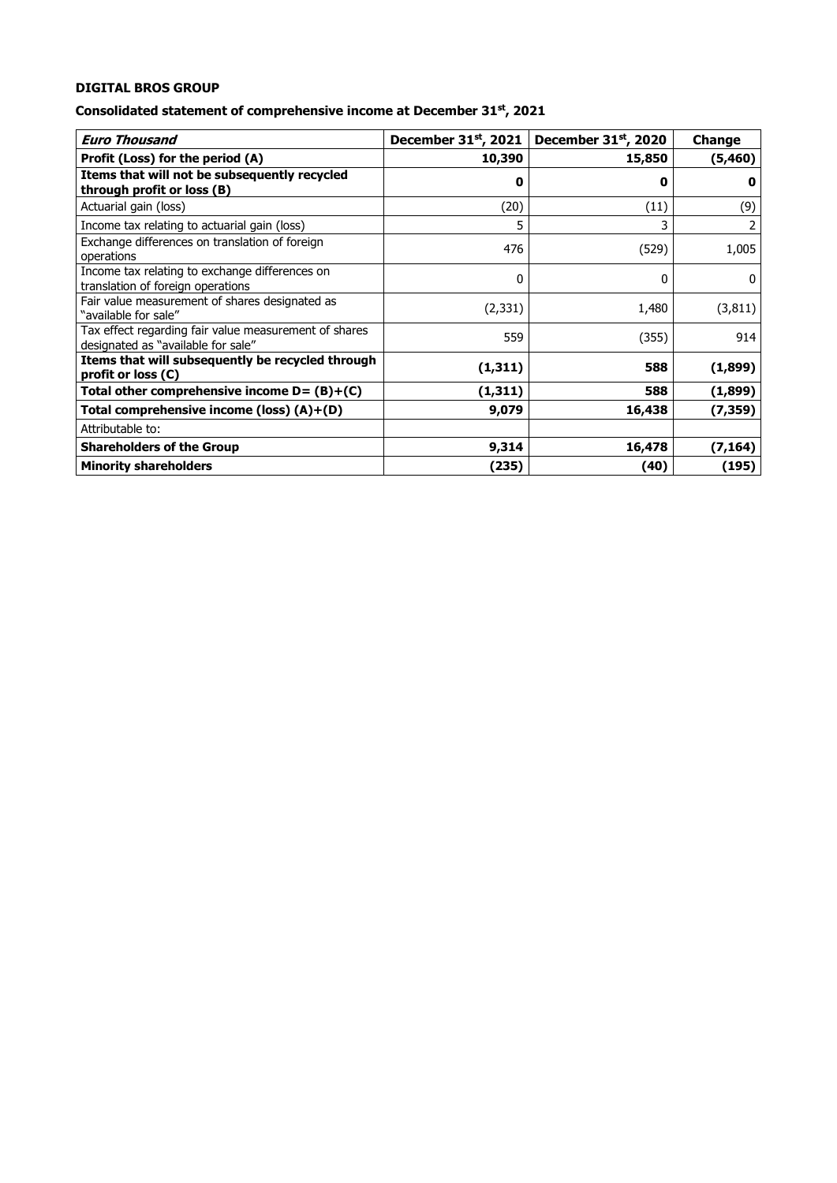**DIGITAL BROS GROUP**

**Consolidated statement of comprehensive income at December 31st, 2021**

| *Euro Thousand* | December 31st, 2021 | December 31st, 2020 | Change |
|---|---|---|---|
| **Profit (Loss) for the period (A)** | **10,390** | **15,850** | **(5,460)** |
| **Items that will not be subsequently recycled through profit or loss (B)** | **0** | **0** | **0** |
| Actuarial gain (loss) | (20) | (11) | (9) |
| Income tax relating to actuarial gain (loss) | 5 | 3 | 2 |
| Exchange differences on translation of foreign operations | 476 | (529) | 1,005 |
| Income tax relating to exchange differences on translation of foreign operations | 0 | 0 | 0 |
| Fair value measurement of shares designated as "available for sale" | (2,331) | 1,480 | (3,811) |
| Tax effect regarding fair value measurement of shares designated as "available for sale" | 559 | (355) | 914 |
| **Items that will subsequently be recycled through profit or loss (C)** | **(1,311)** | **588** | **(1,899)** |
| **Total other comprehensive income D= (B)+(C)** | **(1,311)** | **588** | **(1,899)** |
| **Total comprehensive income (loss) (A)+(D)** | **9,079** | **16,438** | **(7,359)** |
| Attributable to: | | | |
| **Shareholders of the Group** | **9,314** | **16,478** | **(7,164)** |
| **Minority shareholders** | **(235)** | **(40)** | **(195)** |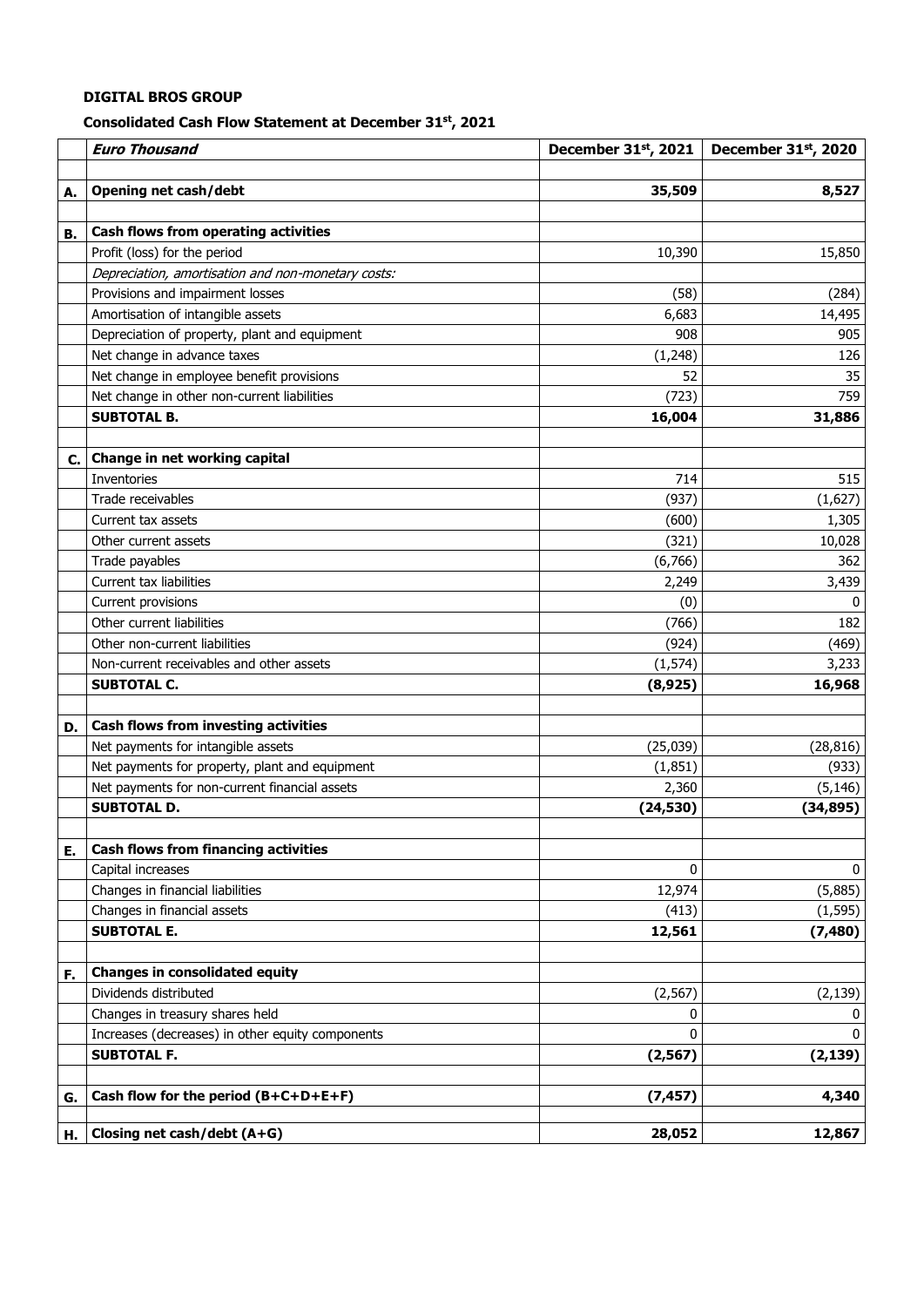**DIGITAL BROS GROUP**

**Consolidated Cash Flow Statement at December 31st, 2021**

| | *Euro Thousand* | December 31st, 2021 | December 31st, 2020 |
|---|---|---|---|
| | | | |
| **A.** | **Opening net cash/debt** | **35,509** | **8,527** |
| | | | |
| **B.** | **Cash flows from operating activities** | | |
| | Profit (loss) for the period | 10,390 | 15,850 |
| | *Depreciation, amortisation and non-monetary costs:* | | |
| | Provisions and impairment losses | (58) | (284) |
| | Amortisation of intangible assets | 6,683 | 14,495 |
| | Depreciation of property, plant and equipment | 908 | 905 |
| | Net change in advance taxes | (1,248) | 126 |
| | Net change in employee benefit provisions | 52 | 35 |
| | Net change in other non-current liabilities | (723) | 759 |
| | **SUBTOTAL B.** | **16,004** | **31,886** |
| | | | |
| **C.** | **Change in net working capital** | | |
| | Inventories | 714 | 515 |
| | Trade receivables | (937) | (1,627) |
| | Current tax assets | (600) | 1,305 |
| | Other current assets | (321) | 10,028 |
| | Trade payables | (6,766) | 362 |
| | Current tax liabilities | 2,249 | 3,439 |
| | Current provisions | (0) | 0 |
| | Other current liabilities | (766) | 182 |
| | Other non-current liabilities | (924) | (469) |
| | Non-current receivables and other assets | (1,574) | 3,233 |
| | **SUBTOTAL C.** | **(8,925)** | **16,968** |
| | | | |
| **D.** | **Cash flows from investing activities** | | |
| | Net payments for intangible assets | (25,039) | (28,816) |
| | Net payments for property, plant and equipment | (1,851) | (933) |
| | Net payments for non-current financial assets | 2,360 | (5,146) |
| | **SUBTOTAL D.** | **(24,530)** | **(34,895)** |
| | | | |
| **E.** | **Cash flows from financing activities** | | |
| | Capital increases | 0 | 0 |
| | Changes in financial liabilities | 12,974 | (5,885) |
| | Changes in financial assets | (413) | (1,595) |
| | **SUBTOTAL E.** | **12,561** | **(7,480)** |
| | | | |
| **F.** | **Changes in consolidated equity** | | |
| | Dividends distributed | (2,567) | (2,139) |
| | Changes in treasury shares held | 0 | 0 |
| | Increases (decreases) in other equity components | 0 | 0 |
| | **SUBTOTAL F.** | **(2,567)** | **(2,139)** |
| | | | |
| **G.** | **Cash flow for the period (B+C+D+E+F)** | **(7,457)** | **4,340** |
| | | | |
| **H.** | **Closing net cash/debt (A+G)** | **28,052** | **12,867** |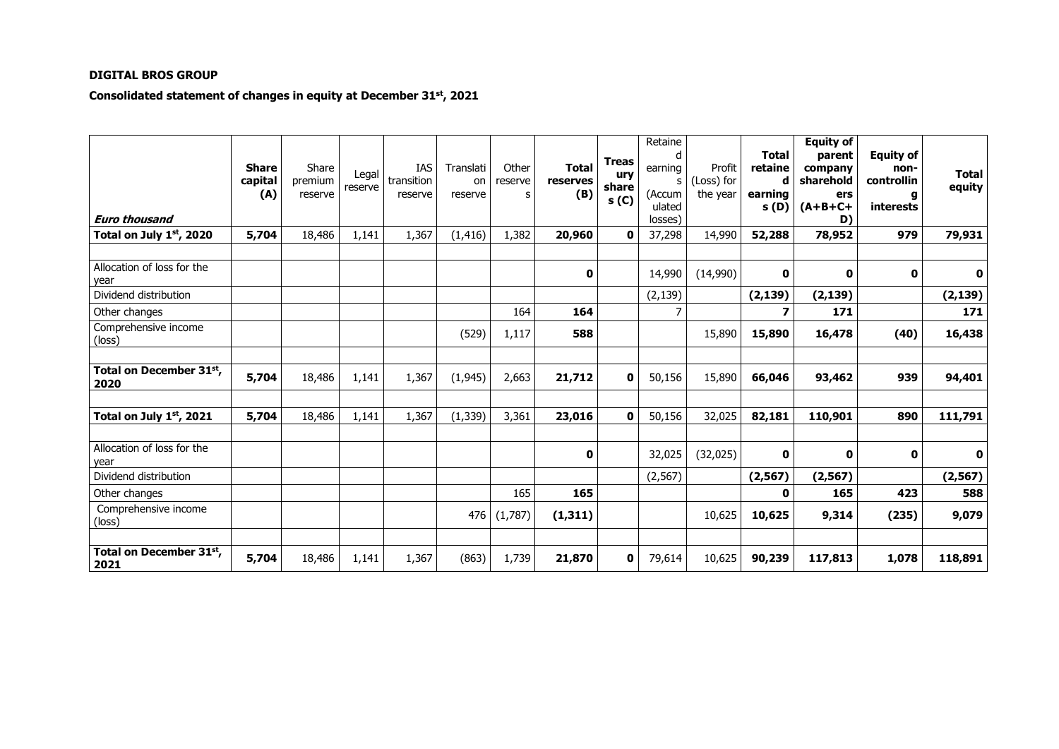**DIGITAL BROS GROUP**

**Consolidated statement of changes in equity at December 31st, 2021**

| *Euro thousand* | **Share capital (A)** | Share premium reserve | Legal reserve | IAS transition reserve | Translation reserve | Other reserves | **Total reserves (B)** | **Treasury shares (C)** | Retained earnings (Accumulated losses) | Profit (Loss) for the year | **Total retained earnings (D)** | **Equity of parent company shareholders (A+B+C+D)** | **Equity of non-controlling interests** | **Total equity** |
|---|---|---|---|---|---|---|---|---|---|---|---|---|---|---|
| **Total on July 1st, 2020** | **5,704** | 18,486 | 1,141 | 1,367 | (1,416) | 1,382 | **20,960** | **0** | 37,298 | 14,990 | **52,288** | **78,952** | **979** | **79,931** |
| | | | | | | | | | | | | | | |
| Allocation of loss for the year | | | | | | | **0** | | 14,990 | (14,990) | **0** | **0** | **0** | **0** |
| Dividend distribution | | | | | | | | | (2,139) | | **(2,139)** | **(2,139)** | | **(2,139)** |
| Other changes | | | | | | 164 | **164** | | 7 | | **7** | **171** | | **171** |
| Comprehensive income (loss) | | | | | (529) | 1,117 | **588** | | | 15,890 | **15,890** | **16,478** | **(40)** | **16,438** |
| | | | | | | | | | | | | | | |
| **Total on December 31st, 2020** | **5,704** | 18,486 | 1,141 | 1,367 | (1,945) | 2,663 | **21,712** | **0** | 50,156 | 15,890 | **66,046** | **93,462** | **939** | **94,401** |
| | | | | | | | | | | | | | | |
| **Total on July 1st, 2021** | **5,704** | 18,486 | 1,141 | 1,367 | (1,339) | 3,361 | **23,016** | **0** | 50,156 | 32,025 | **82,181** | **110,901** | **890** | **111,791** |
| | | | | | | | | | | | | | | |
| Allocation of loss for the year | | | | | | | **0** | | 32,025 | (32,025) | **0** | **0** | **0** | **0** |
| Dividend distribution | | | | | | | | | (2,567) | | **(2,567)** | **(2,567)** | | **(2,567)** |
| Other changes | | | | | | 165 | **165** | | | | **0** | **165** | **423** | **588** |
| Comprehensive income (loss) | | | | | 476 | (1,787) | **(1,311)** | | | 10,625 | **10,625** | **9,314** | **(235)** | **9,079** |
| | | | | | | | | | | | | | | |
| **Total on December 31st, 2021** | **5,704** | 18,486 | 1,141 | 1,367 | (863) | 1,739 | **21,870** | **0** | 79,614 | 10,625 | **90,239** | **117,813** | **1,078** | **118,891** |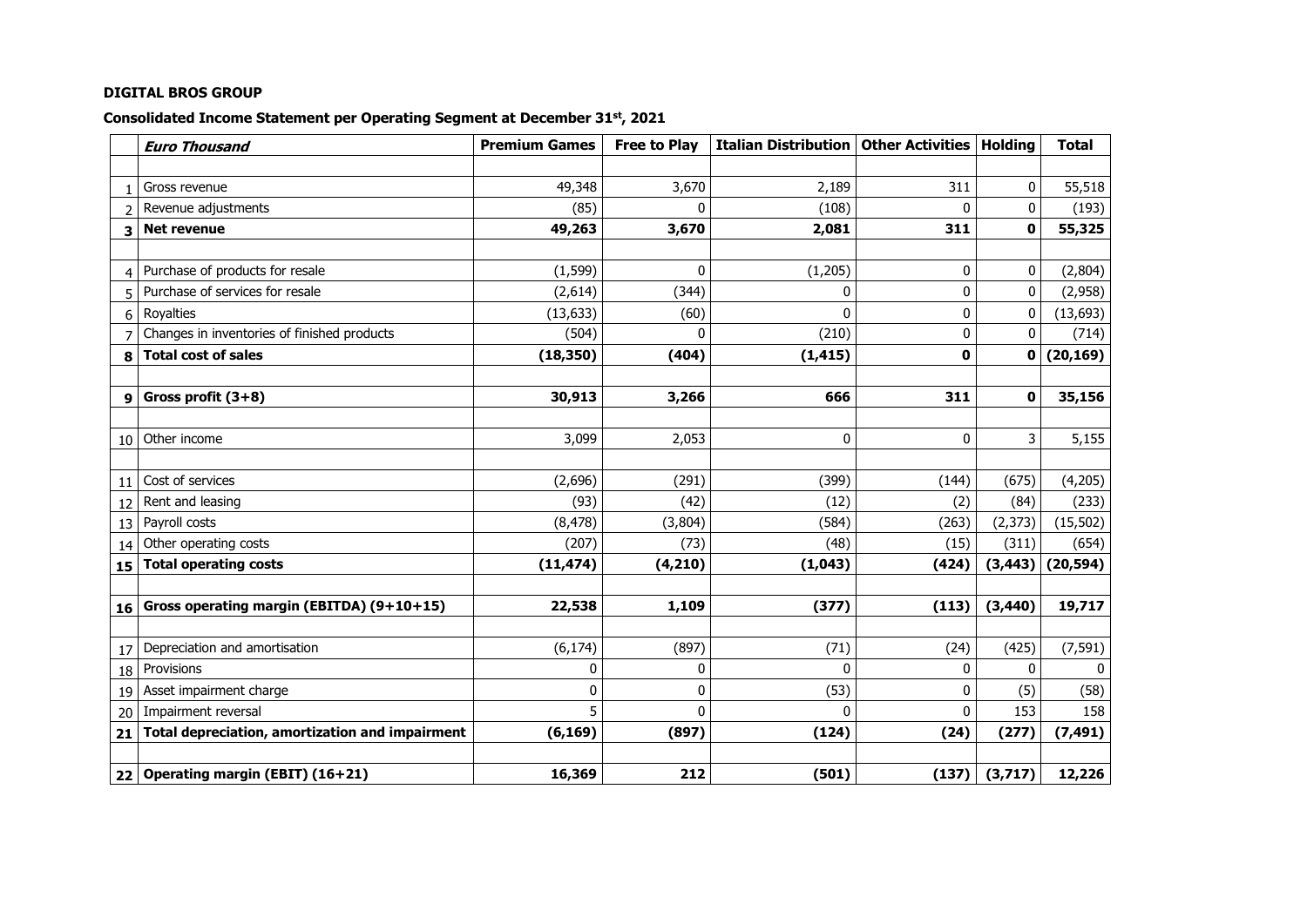**DIGITAL BROS GROUP**

**Consolidated Income Statement per Operating Segment at December 31st, 2021**

| | *Euro Thousand* | Premium Games | Free to Play | Italian Distribution | Other Activities | Holding | Total |
|---|---|---|---|---|---|---|---|
| 1 | Gross revenue | 49,348 | 3,670 | 2,189 | 311 | 0 | 55,518 |
| 2 | Revenue adjustments | (85) | 0 | (108) | 0 | 0 | (193) |
| **3** | **Net revenue** | **49,263** | **3,670** | **2,081** | **311** | **0** | **55,325** |
| 4 | Purchase of products for resale | (1,599) | 0 | (1,205) | 0 | 0 | (2,804) |
| 5 | Purchase of services for resale | (2,614) | (344) | 0 | 0 | 0 | (2,958) |
| 6 | Royalties | (13,633) | (60) | 0 | 0 | 0 | (13,693) |
| 7 | Changes in inventories of finished products | (504) | 0 | (210) | 0 | 0 | (714) |
| **8** | **Total cost of sales** | **(18,350)** | **(404)** | **(1,415)** | **0** | **0** | **(20,169)** |
| **9** | **Gross profit (3+8)** | **30,913** | **3,266** | **666** | **311** | **0** | **35,156** |
| 10 | Other income | 3,099 | 2,053 | 0 | 0 | 3 | 5,155 |
| 11 | Cost of services | (2,696) | (291) | (399) | (144) | (675) | (4,205) |
| 12 | Rent and leasing | (93) | (42) | (12) | (2) | (84) | (233) |
| 13 | Payroll costs | (8,478) | (3,804) | (584) | (263) | (2,373) | (15,502) |
| 14 | Other operating costs | (207) | (73) | (48) | (15) | (311) | (654) |
| **15** | **Total operating costs** | **(11,474)** | **(4,210)** | **(1,043)** | **(424)** | **(3,443)** | **(20,594)** |
| **16** | **Gross operating margin (EBITDA) (9+10+15)** | **22,538** | **1,109** | **(377)** | **(113)** | **(3,440)** | **19,717** |
| 17 | Depreciation and amortisation | (6,174) | (897) | (71) | (24) | (425) | (7,591) |
| 18 | Provisions | 0 | 0 | 0 | 0 | 0 | 0 |
| 19 | Asset impairment charge | 0 | 0 | (53) | 0 | (5) | (58) |
| 20 | Impairment reversal | 5 | 0 | 0 | 0 | 153 | 158 |
| **21** | **Total depreciation, amortization and impairment** | **(6,169)** | **(897)** | **(124)** | **(24)** | **(277)** | **(7,491)** |
| **22** | **Operating margin (EBIT) (16+21)** | **16,369** | **212** | **(501)** | **(137)** | **(3,717)** | **12,226** |